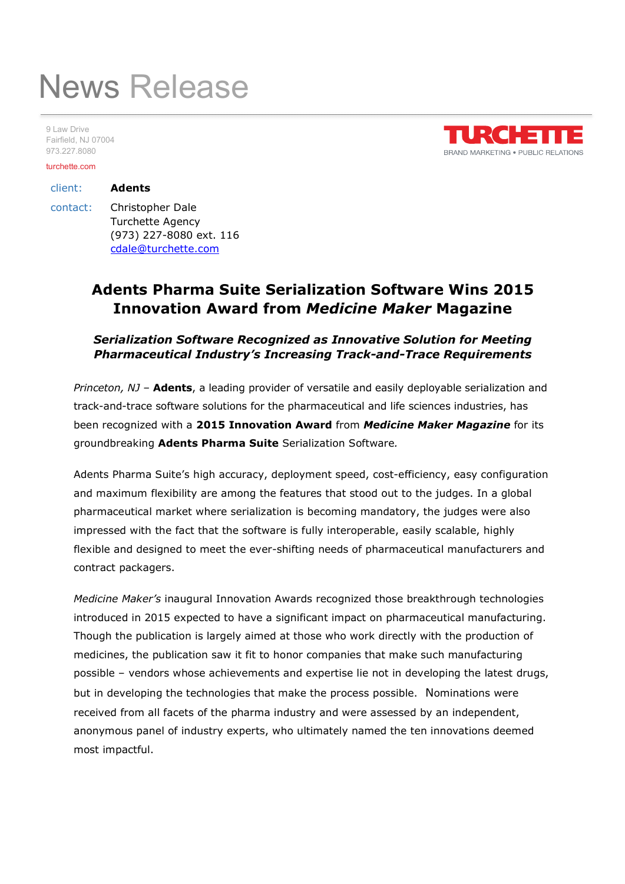# News Release

9 Law Drive
Fairfield, NJ 07004
973.227.8080
turchette.com

TURCHETTE
BRAND MARKETING • PUBLIC RELATIONS

client: **Adents**

contact: Christopher Dale
Turchette Agency
(973) 227-8080 ext. 116
cdale@turchette.com

## Adents Pharma Suite Serialization Software Wins 2015 Innovation Award from *Medicine Maker* Magazine

***Serialization Software Recognized as Innovative Solution for Meeting Pharmaceutical Industry's Increasing Track-and-Trace Requirements***

*Princeton, NJ* – **Adents**, a leading provider of versatile and easily deployable serialization and track-and-trace software solutions for the pharmaceutical and life sciences industries, has been recognized with a **2015 Innovation Award** from ***Medicine Maker Magazine*** for its groundbreaking **Adents Pharma Suite** Serialization Software.

Adents Pharma Suite's high accuracy, deployment speed, cost-efficiency, easy configuration and maximum flexibility are among the features that stood out to the judges. In a global pharmaceutical market where serialization is becoming mandatory, the judges were also impressed with the fact that the software is fully interoperable, easily scalable, highly flexible and designed to meet the ever-shifting needs of pharmaceutical manufacturers and contract packagers.

*Medicine Maker's* inaugural Innovation Awards recognized those breakthrough technologies introduced in 2015 expected to have a significant impact on pharmaceutical manufacturing. Though the publication is largely aimed at those who work directly with the production of medicines, the publication saw it fit to honor companies that make such manufacturing possible – vendors whose achievements and expertise lie not in developing the latest drugs, but in developing the technologies that make the process possible. Nominations were received from all facets of the pharma industry and were assessed by an independent, anonymous panel of industry experts, who ultimately named the ten innovations deemed most impactful.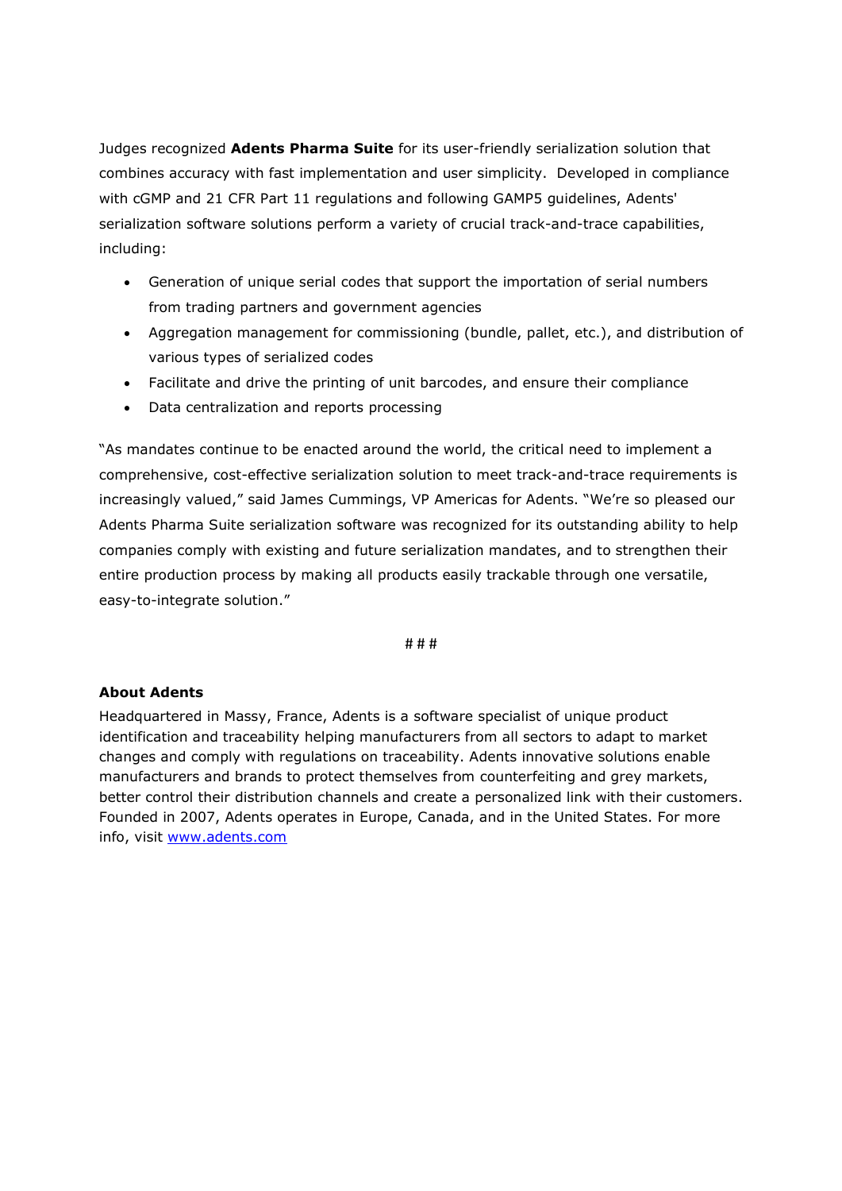Judges recognized **Adents Pharma Suite** for its user-friendly serialization solution that combines accuracy with fast implementation and user simplicity. Developed in compliance with cGMP and 21 CFR Part 11 regulations and following GAMP5 guidelines, Adents' serialization software solutions perform a variety of crucial track-and-trace capabilities, including:

- Generation of unique serial codes that support the importation of serial numbers from trading partners and government agencies
- Aggregation management for commissioning (bundle, pallet, etc.), and distribution of various types of serialized codes
- Facilitate and drive the printing of unit barcodes, and ensure their compliance
- Data centralization and reports processing

"As mandates continue to be enacted around the world, the critical need to implement a comprehensive, cost-effective serialization solution to meet track-and-trace requirements is increasingly valued," said James Cummings, VP Americas for Adents. "We're so pleased our Adents Pharma Suite serialization software was recognized for its outstanding ability to help companies comply with existing and future serialization mandates, and to strengthen their entire production process by making all products easily trackable through one versatile, easy-to-integrate solution."

# # #

**About Adents**

Headquartered in Massy, France, Adents is a software specialist of unique product identification and traceability helping manufacturers from all sectors to adapt to market changes and comply with regulations on traceability. Adents innovative solutions enable manufacturers and brands to protect themselves from counterfeiting and grey markets, better control their distribution channels and create a personalized link with their customers. Founded in 2007, Adents operates in Europe, Canada, and in the United States. For more info, visit [www.adents.com](http://www.adents.com)